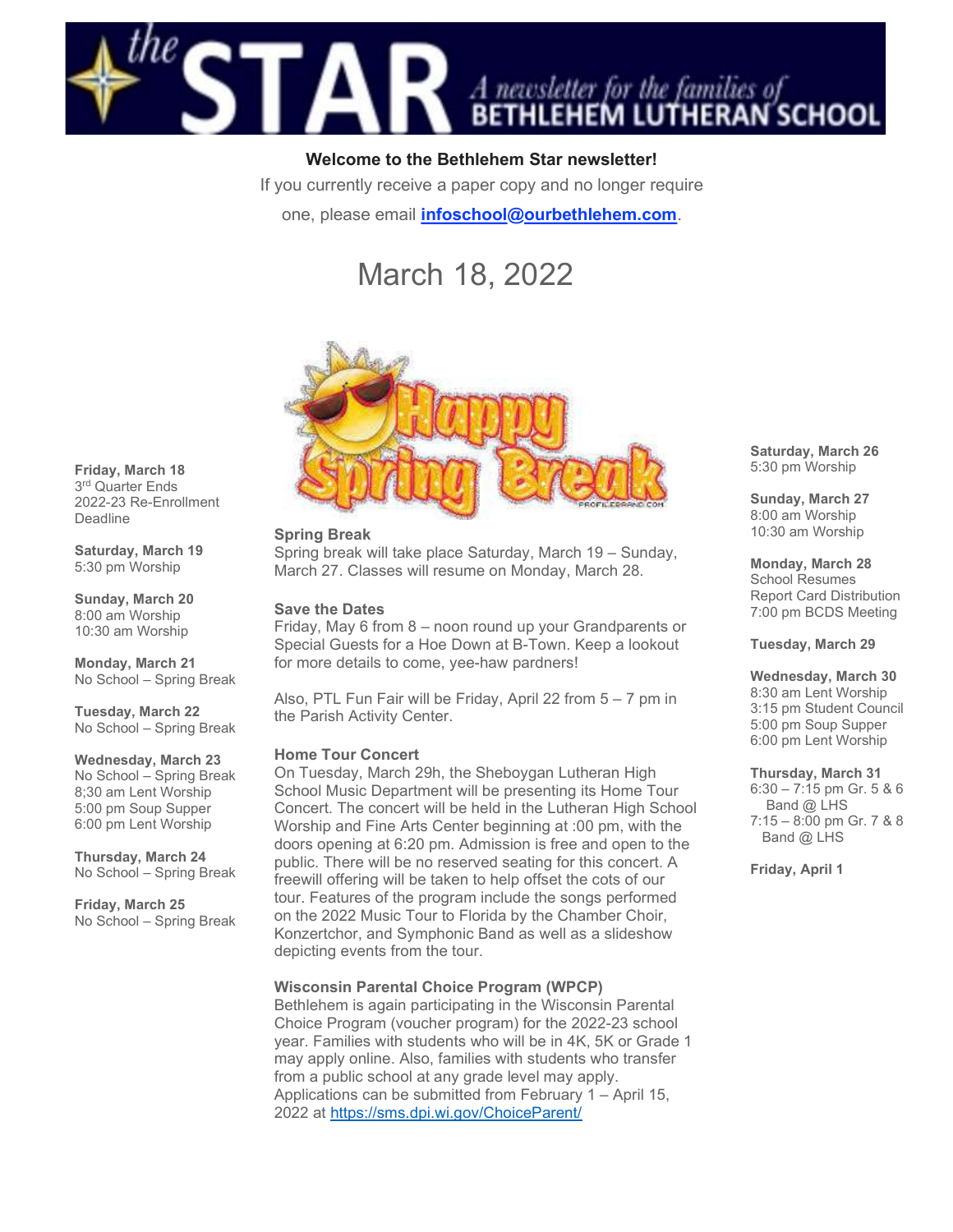# the STAR — A newsletter for the families of BETHLEHEM LUTHERAN SCHOOL

**Welcome to the Bethlehem Star newsletter!**

If you currently receive a paper copy and no longer require one, please email **infoschool@ourbethlehem.com**.

## March 18, 2022

**Friday, March 18**
3rd Quarter Ends
2022-23 Re-Enrollment Deadline

**Saturday, March 19**
5:30 pm Worship

**Sunday, March 20**
8:00 am Worship
10:30 am Worship

**Monday, March 21**
No School – Spring Break

**Tuesday, March 22**
No School – Spring Break

**Wednesday, March 23**
No School – Spring Break
8;30 am Lent Worship
5:00 pm Soup Supper
6:00 pm Lent Worship

**Thursday, March 24**
No School – Spring Break

**Friday, March 25**
No School – Spring Break

### Spring Break

Spring break will take place Saturday, March 19 – Sunday, March 27. Classes will resume on Monday, March 28.

### Save the Dates

Friday, May 6 from 8 – noon round up your Grandparents or Special Guests for a Hoe Down at B-Town. Keep a lookout for more details to come, yee-haw pardners!

Also, PTL Fun Fair will be Friday, April 22 from 5 – 7 pm in the Parish Activity Center.

### Home Tour Concert

On Tuesday, March 29h, the Sheboygan Lutheran High School Music Department will be presenting its Home Tour Concert. The concert will be held in the Lutheran High School Worship and Fine Arts Center beginning at :00 pm, with the doors opening at 6:20 pm. Admission is free and open to the public. There will be no reserved seating for this concert. A freewill offering will be taken to help offset the cots of our tour. Features of the program include the songs performed on the 2022 Music Tour to Florida by the Chamber Choir, Konzertchor, and Symphonic Band as well as a slideshow depicting events from the tour.

### Wisconsin Parental Choice Program (WPCP)

Bethlehem is again participating in the Wisconsin Parental Choice Program (voucher program) for the 2022-23 school year. Families with students who will be in 4K, 5K or Grade 1 may apply online. Also, families with students who transfer from a public school at any grade level may apply. Applications can be submitted from February 1 – April 15, 2022 at https://sms.dpi.wi.gov/ChoiceParent/

**Saturday, March 26**
5:30 pm Worship

**Sunday, March 27**
8:00 am Worship
10:30 am Worship

**Monday, March 28**
School Resumes
Report Card Distribution
7:00 pm BCDS Meeting

**Tuesday, March 29**

**Wednesday, March 30**
8:30 am Lent Worship
3:15 pm Student Council
5:00 pm Soup Supper
6:00 pm Lent Worship

**Thursday, March 31**
6:30 – 7:15 pm Gr. 5 & 6 Band @ LHS
7:15 – 8:00 pm Gr. 7 & 8 Band @ LHS

**Friday, April 1**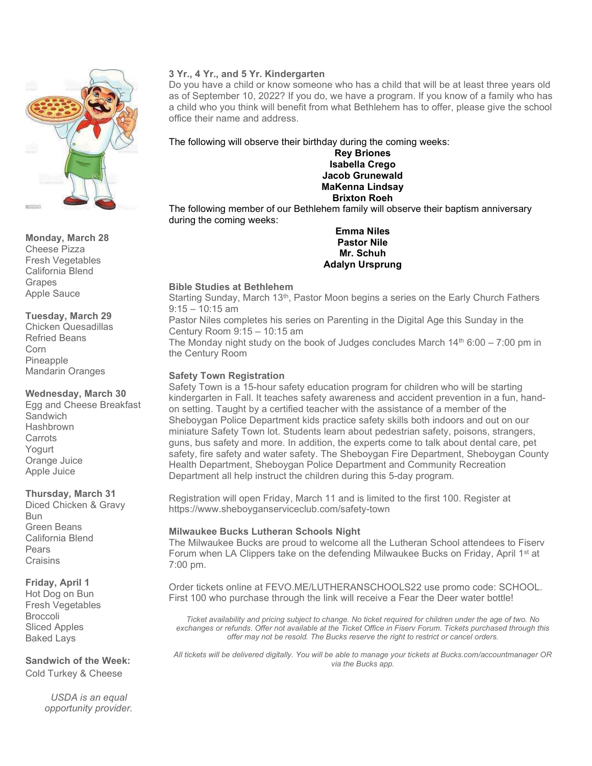**Monday, March 28**
Cheese Pizza
Fresh Vegetables
California Blend
Grapes
Apple Sauce

**Tuesday, March 29**
Chicken Quesadillas
Refried Beans
Corn
Pineapple
Mandarin Oranges

**Wednesday, March 30**
Egg and Cheese Breakfast Sandwich
Hashbrown
Carrots
Yogurt
Orange Juice
Apple Juice

**Thursday, March 31**
Diced Chicken & Gravy Bun
Green Beans
California Blend
Pears
Craisins

**Friday, April 1**
Hot Dog on Bun
Fresh Vegetables
Broccoli
Sliced Apples
Baked Lays

**Sandwich of the Week:**
Cold Turkey & Cheese

*USDA is an equal opportunity provider.*

**3 Yr., 4 Yr., and 5 Yr. Kindergarten**

Do you have a child or know someone who has a child that will be at least three years old as of September 10, 2022? If you do, we have a program. If you know of a family who has a child who you think will benefit from what Bethlehem has to offer, please give the school office their name and address.

The following will observe their birthday during the coming weeks:

**Rey Briones**
**Isabella Crego**
**Jacob Grunewald**
**MaKenna Lindsay**
**Brixton Roeh**

The following member of our Bethlehem family will observe their baptism anniversary during the coming weeks:

**Emma Niles**
**Pastor Nile**
**Mr. Schuh**
**Adalyn Ursprung**

**Bible Studies at Bethlehem**

Starting Sunday, March 13th, Pastor Moon begins a series on the Early Church Fathers 9:15 – 10:15 am

Pastor Niles completes his series on Parenting in the Digital Age this Sunday in the Century Room 9:15 – 10:15 am

The Monday night study on the book of Judges concludes March 14th 6:00 – 7:00 pm in the Century Room

**Safety Town Registration**

Safety Town is a 15-hour safety education program for children who will be starting kindergarten in Fall. It teaches safety awareness and accident prevention in a fun, hand-on setting. Taught by a certified teacher with the assistance of a member of the Sheboygan Police Department kids practice safety skills both indoors and out on our miniature Safety Town lot. Students learn about pedestrian safety, poisons, strangers, guns, bus safety and more. In addition, the experts come to talk about dental care, pet safety, fire safety and water safety. The Sheboygan Fire Department, Sheboygan County Health Department, Sheboygan Police Department and Community Recreation Department all help instruct the children during this 5-day program.

Registration will open Friday, March 11 and is limited to the first 100. Register at https://www.sheboyganserviceclub.com/safety-town

**Milwaukee Bucks Lutheran Schools Night**

The Milwaukee Bucks are proud to welcome all the Lutheran School attendees to Fiserv Forum when LA Clippers take on the defending Milwaukee Bucks on Friday, April 1st at 7:00 pm.

Order tickets online at FEVO.ME/LUTHERANSCHOOLS22 use promo code: SCHOOL. First 100 who purchase through the link will receive a Fear the Deer water bottle!

*Ticket availability and pricing subject to change. No ticket required for children under the age of two. No exchanges or refunds. Offer not available at the Ticket Office in Fiserv Forum. Tickets purchased through this offer may not be resold. The Bucks reserve the right to restrict or cancel orders.*

*All tickets will be delivered digitally. You will be able to manage your tickets at Bucks.com/accountmanager OR via the Bucks app.*